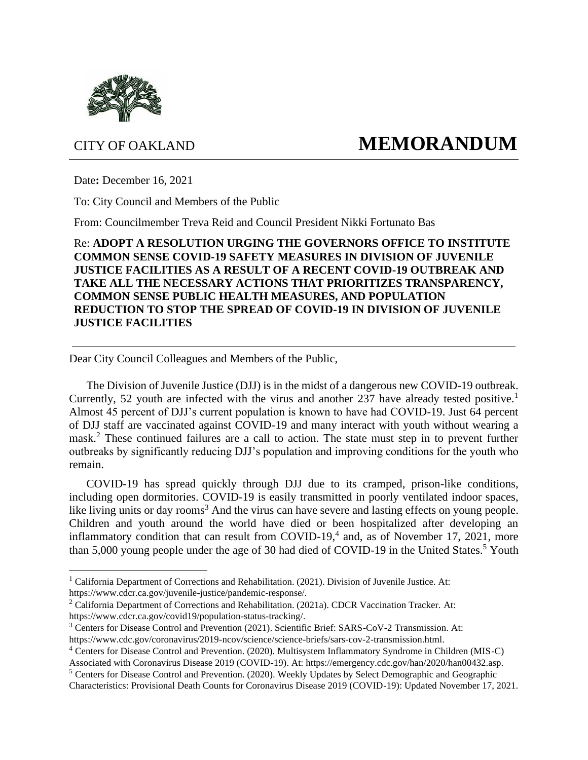CITY OF OAKLAND

# MEMORANDUM

Date**:** December 16, 2021

To: City Council and Members of the Public

From: Councilmember Treva Reid and Council President Nikki Fortunato Bas

Re: **ADOPT A RESOLUTION URGING THE GOVERNORS OFFICE TO INSTITUTE COMMON SENSE COVID-19 SAFETY MEASURES IN DIVISION OF JUVENILE JUSTICE FACILITIES AS A RESULT OF A RECENT COVID-19 OUTBREAK AND TAKE ALL THE NECESSARY ACTIONS THAT PRIORITIZES TRANSPARENCY, COMMON SENSE PUBLIC HEALTH MEASURES, AND POPULATION REDUCTION TO STOP THE SPREAD OF COVID-19 IN DIVISION OF JUVENILE JUSTICE FACILITIES**

---

Dear City Council Colleagues and Members of the Public,

The Division of Juvenile Justice (DJJ) is in the midst of a dangerous new COVID-19 outbreak. Currently, 52 youth are infected with the virus and another 237 have already tested positive.[1] Almost 45 percent of DJJ's current population is known to have had COVID-19. Just 64 percent of DJJ staff are vaccinated against COVID-19 and many interact with youth without wearing a mask.[2] These continued failures are a call to action. The state must step in to prevent further outbreaks by significantly reducing DJJ's population and improving conditions for the youth who remain.

COVID-19 has spread quickly through DJJ due to its cramped, prison-like conditions, including open dormitories. COVID-19 is easily transmitted in poorly ventilated indoor spaces, like living units or day rooms[3] And the virus can have severe and lasting effects on young people. Children and youth around the world have died or been hospitalized after developing an inflammatory condition that can result from COVID-19,[4] and, as of November 17, 2021, more than 5,000 young people under the age of 30 had died of COVID-19 in the United States.[5] Youth

---

[1] California Department of Corrections and Rehabilitation. (2021). Division of Juvenile Justice. At: https://www.cdcr.ca.gov/juvenile-justice/pandemic-response/.

[2] California Department of Corrections and Rehabilitation. (2021a). CDCR Vaccination Tracker. At: https://www.cdcr.ca.gov/covid19/population-status-tracking/.

[3] Centers for Disease Control and Prevention (2021). Scientific Brief: SARS-CoV-2 Transmission. At: https://www.cdc.gov/coronavirus/2019-ncov/science/science-briefs/sars-cov-2-transmission.html.

[4] Centers for Disease Control and Prevention. (2020). Multisystem Inflammatory Syndrome in Children (MIS-C) Associated with Coronavirus Disease 2019 (COVID-19). At: https://emergency.cdc.gov/han/2020/han00432.asp.

[5] Centers for Disease Control and Prevention. (2020). Weekly Updates by Select Demographic and Geographic Characteristics: Provisional Death Counts for Coronavirus Disease 2019 (COVID-19): Updated November 17, 2021.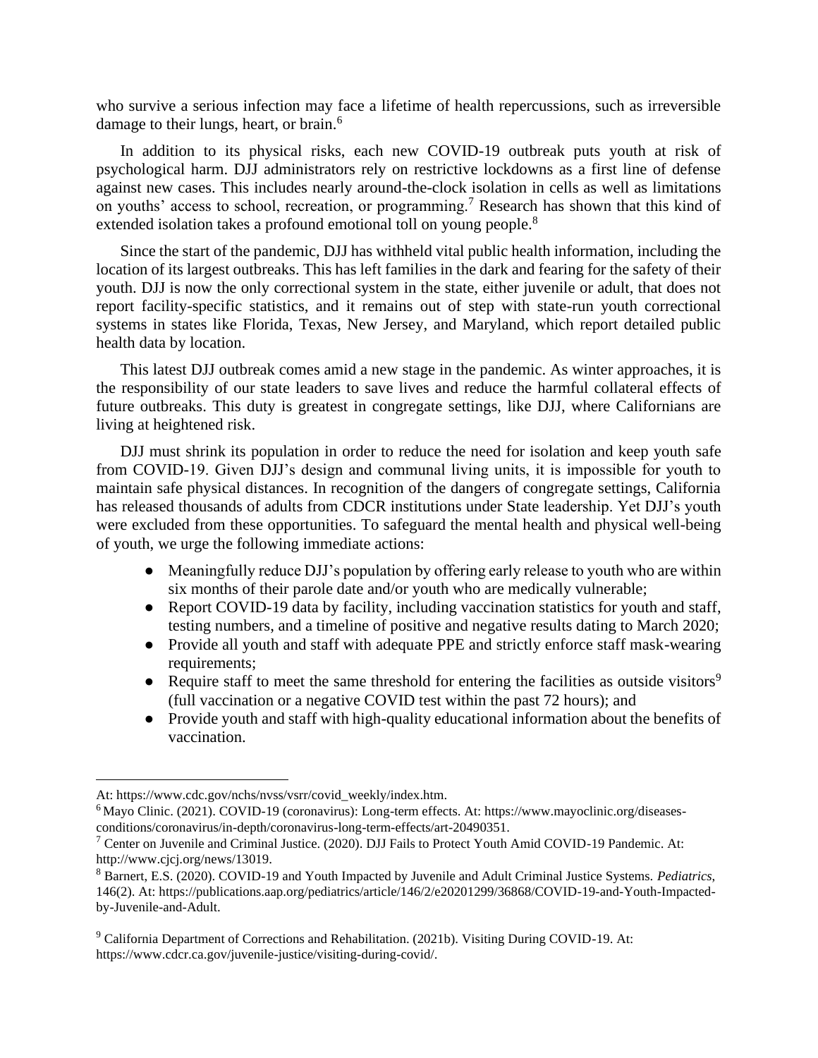who survive a serious infection may face a lifetime of health repercussions, such as irreversible damage to their lungs, heart, or brain.[6]

In addition to its physical risks, each new COVID-19 outbreak puts youth at risk of psychological harm. DJJ administrators rely on restrictive lockdowns as a first line of defense against new cases. This includes nearly around-the-clock isolation in cells as well as limitations on youths' access to school, recreation, or programming.[7] Research has shown that this kind of extended isolation takes a profound emotional toll on young people.[8]

Since the start of the pandemic, DJJ has withheld vital public health information, including the location of its largest outbreaks. This has left families in the dark and fearing for the safety of their youth. DJJ is now the only correctional system in the state, either juvenile or adult, that does not report facility-specific statistics, and it remains out of step with state-run youth correctional systems in states like Florida, Texas, New Jersey, and Maryland, which report detailed public health data by location.

This latest DJJ outbreak comes amid a new stage in the pandemic. As winter approaches, it is the responsibility of our state leaders to save lives and reduce the harmful collateral effects of future outbreaks. This duty is greatest in congregate settings, like DJJ, where Californians are living at heightened risk.

DJJ must shrink its population in order to reduce the need for isolation and keep youth safe from COVID-19. Given DJJ's design and communal living units, it is impossible for youth to maintain safe physical distances. In recognition of the dangers of congregate settings, California has released thousands of adults from CDCR institutions under State leadership. Yet DJJ's youth were excluded from these opportunities. To safeguard the mental health and physical well-being of youth, we urge the following immediate actions:

- Meaningfully reduce DJJ's population by offering early release to youth who are within six months of their parole date and/or youth who are medically vulnerable;
- Report COVID-19 data by facility, including vaccination statistics for youth and staff, testing numbers, and a timeline of positive and negative results dating to March 2020;
- Provide all youth and staff with adequate PPE and strictly enforce staff mask-wearing requirements;
- Require staff to meet the same threshold for entering the facilities as outside visitors[9] (full vaccination or a negative COVID test within the past 72 hours); and
- Provide youth and staff with high-quality educational information about the benefits of vaccination.

---

At: https://www.cdc.gov/nchs/nvss/vsrr/covid_weekly/index.htm.

[6] Mayo Clinic. (2021). COVID-19 (coronavirus): Long-term effects. At: https://www.mayoclinic.org/diseases-conditions/coronavirus/in-depth/coronavirus-long-term-effects/art-20490351.

[7] Center on Juvenile and Criminal Justice. (2020). DJJ Fails to Protect Youth Amid COVID-19 Pandemic. At: http://www.cjcj.org/news/13019.

[8] Barnert, E.S. (2020). COVID-19 and Youth Impacted by Juvenile and Adult Criminal Justice Systems. *Pediatrics*, 146(2). At: https://publications.aap.org/pediatrics/article/146/2/e20201299/36868/COVID-19-and-Youth-Impacted-by-Juvenile-and-Adult.

[9] California Department of Corrections and Rehabilitation. (2021b). Visiting During COVID-19. At: https://www.cdcr.ca.gov/juvenile-justice/visiting-during-covid/.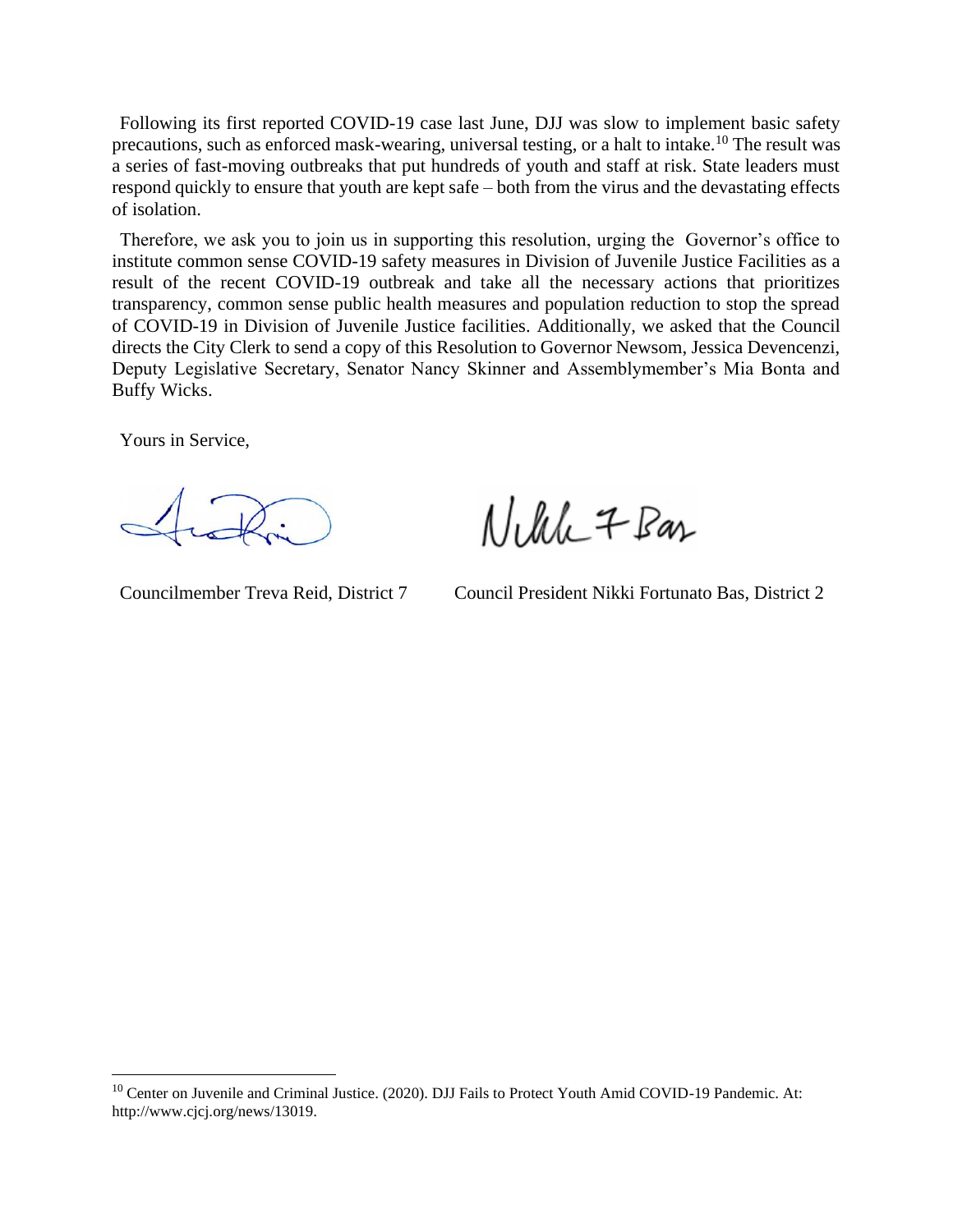Following its first reported COVID-19 case last June, DJJ was slow to implement basic safety precautions, such as enforced mask-wearing, universal testing, or a halt to intake.[10] The result was a series of fast-moving outbreaks that put hundreds of youth and staff at risk. State leaders must respond quickly to ensure that youth are kept safe – both from the virus and the devastating effects of isolation.

Therefore, we ask you to join us in supporting this resolution, urging the Governor's office to institute common sense COVID-19 safety measures in Division of Juvenile Justice Facilities as a result of the recent COVID-19 outbreak and take all the necessary actions that prioritizes transparency, common sense public health measures and population reduction to stop the spread of COVID-19 in Division of Juvenile Justice facilities. Additionally, we asked that the Council directs the City Clerk to send a copy of this Resolution to Governor Newsom, Jessica Devencenzi, Deputy Legislative Secretary, Senator Nancy Skinner and Assemblymember's Mia Bonta and Buffy Wicks.

Yours in Service,

Councilmember Treva Reid, District 7

Council President Nikki Fortunato Bas, District 2

---

[10] Center on Juvenile and Criminal Justice. (2020). DJJ Fails to Protect Youth Amid COVID-19 Pandemic. At: http://www.cjcj.org/news/13019.